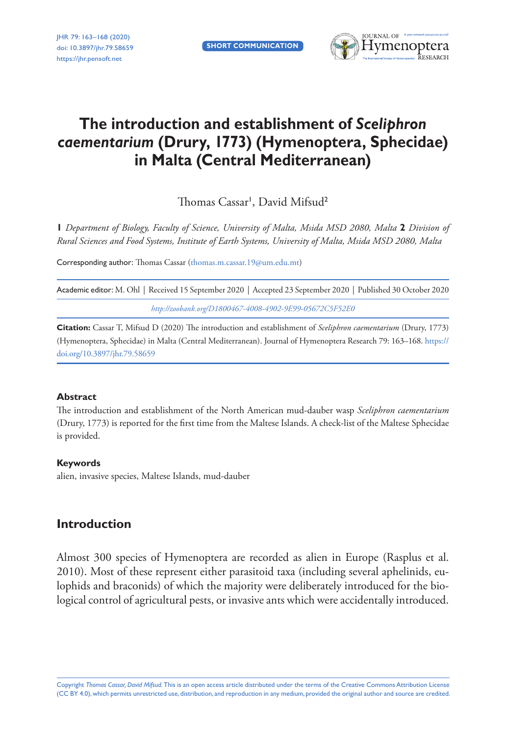SHORT COMMUNICATION

# The introduction and establishment of *Sceliphron caementarium* (Drury, 1773) (Hymenoptera, Sphecidae) in Malta (Central Mediterranean)

Thomas Cassar[1], David Mifsud[2]

**1** *Department of Biology, Faculty of Science, University of Malta, Msida MSD 2080, Malta* **2** *Division of Rural Sciences and Food Systems, Institute of Earth Systems, University of Malta, Msida MSD 2080, Malta*

Corresponding author: Thomas Cassar (thomas.m.cassar.19@um.edu.mt)

Academic editor: M. Ohl | Received 15 September 2020 | Accepted 23 September 2020 | Published 30 October 2020

*http://zoobank.org/D1800467-4008-4902-9E99-05672C5F52E0*

**Citation:** Cassar T, Mifsud D (2020) The introduction and establishment of *Sceliphron caementarium* (Drury, 1773) (Hymenoptera, Sphecidae) in Malta (Central Mediterranean). Journal of Hymenoptera Research 79: 163–168. https://doi.org/10.3897/jhr.79.58659

### Abstract

The introduction and establishment of the North American mud-dauber wasp *Sceliphron caementarium* (Drury, 1773) is reported for the first time from the Maltese Islands. A check-list of the Maltese Sphecidae is provided.

### Keywords

alien, invasive species, Maltese Islands, mud-dauber

## Introduction

Almost 300 species of Hymenoptera are recorded as alien in Europe (Rasplus et al. 2010). Most of these represent either parasitoid taxa (including several aphelinids, eulophids and braconids) of which the majority were deliberately introduced for the biological control of agricultural pests, or invasive ants which were accidentally introduced.

Copyright *Thomas Cassar, David Mifsud.* This is an open access article distributed under the terms of the Creative Commons Attribution License (CC BY 4.0), which permits unrestricted use, distribution, and reproduction in any medium, provided the original author and source are credited.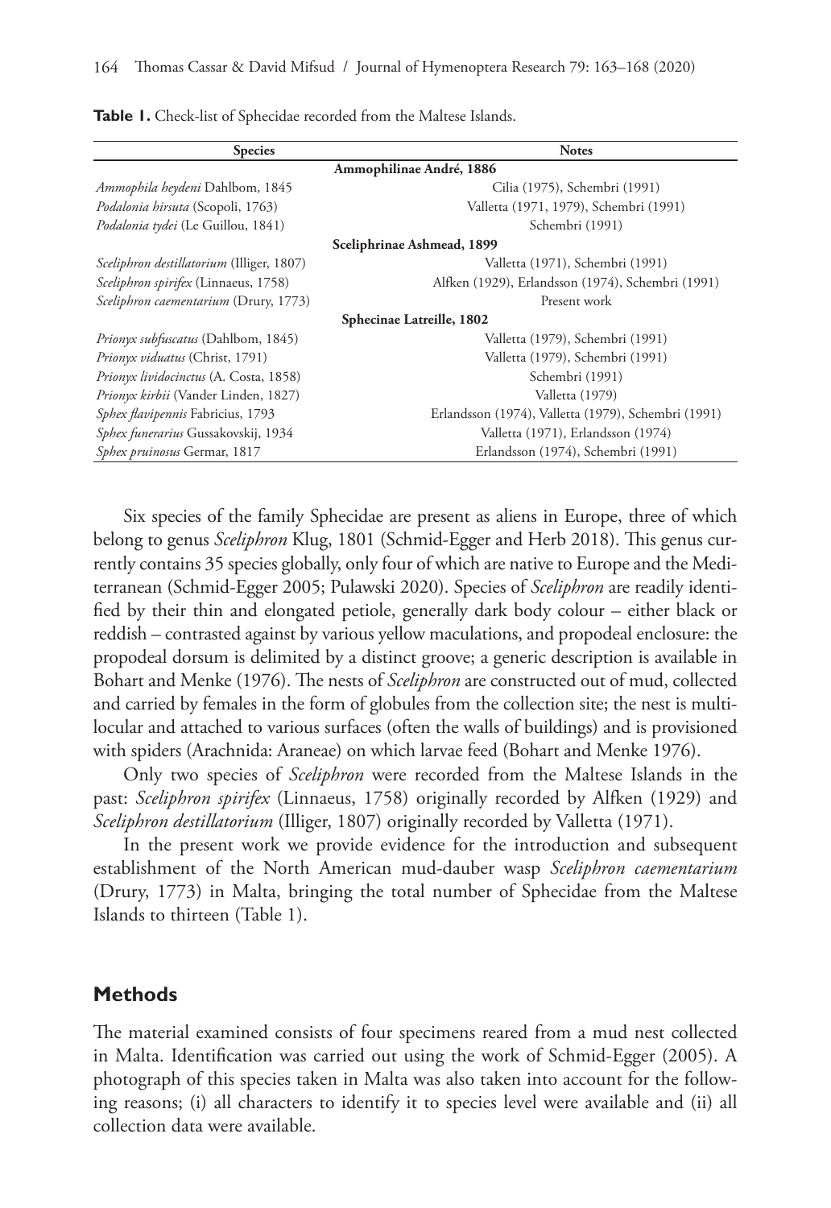**Table 1.** Check-list of Sphecidae recorded from the Maltese Islands.

| Species | Notes |
|---|---|
| **Ammophilinae André, 1886** | |
| *Ammophila heydeni* Dahlbom, 1845 | Cilia (1975), Schembri (1991) |
| *Podalonia hirsuta* (Scopoli, 1763) | Valletta (1971, 1979), Schembri (1991) |
| *Podalonia tydei* (Le Guillou, 1841) | Schembri (1991) |
| **Sceliphrinae Ashmead, 1899** | |
| *Sceliphron destillatorium* (Illiger, 1807) | Valletta (1971), Schembri (1991) |
| *Sceliphron spirifex* (Linnaeus, 1758) | Alfken (1929), Erlandsson (1974), Schembri (1991) |
| *Sceliphron caementarium* (Drury, 1773) | Present work |
| **Sphecinae Latreille, 1802** | |
| *Prionyx subfuscatus* (Dahlbom, 1845) | Valletta (1979), Schembri (1991) |
| *Prionyx viduatus* (Christ, 1791) | Valletta (1979), Schembri (1991) |
| *Prionyx lividocinctus* (A. Costa, 1858) | Schembri (1991) |
| *Prionyx kirbii* (Vander Linden, 1827) | Valletta (1979) |
| *Sphex flavipennis* Fabricius, 1793 | Erlandsson (1974), Valletta (1979), Schembri (1991) |
| *Sphex funerarius* Gussakovskij, 1934 | Valletta (1971), Erlandsson (1974) |
| *Sphex pruinosus* Germar, 1817 | Erlandsson (1974), Schembri (1991) |

Six species of the family Sphecidae are present as aliens in Europe, three of which belong to genus *Sceliphron* Klug, 1801 (Schmid-Egger and Herb 2018). This genus currently contains 35 species globally, only four of which are native to Europe and the Mediterranean (Schmid-Egger 2005; Pulawski 2020). Species of *Sceliphron* are readily identified by their thin and elongated petiole, generally dark body colour – either black or reddish – contrasted against by various yellow maculations, and propodeal enclosure: the propodeal dorsum is delimited by a distinct groove; a generic description is available in Bohart and Menke (1976). The nests of *Sceliphron* are constructed out of mud, collected and carried by females in the form of globules from the collection site; the nest is multilocular and attached to various surfaces (often the walls of buildings) and is provisioned with spiders (Arachnida: Araneae) on which larvae feed (Bohart and Menke 1976).

Only two species of *Sceliphron* were recorded from the Maltese Islands in the past: *Sceliphron spirifex* (Linnaeus, 1758) originally recorded by Alfken (1929) and *Sceliphron destillatorium* (Illiger, 1807) originally recorded by Valletta (1971).

In the present work we provide evidence for the introduction and subsequent establishment of the North American mud-dauber wasp *Sceliphron caementarium* (Drury, 1773) in Malta, bringing the total number of Sphecidae from the Maltese Islands to thirteen (Table 1).

## Methods

The material examined consists of four specimens reared from a mud nest collected in Malta. Identification was carried out using the work of Schmid-Egger (2005). A photograph of this species taken in Malta was also taken into account for the following reasons; (i) all characters to identify it to species level were available and (ii) all collection data were available.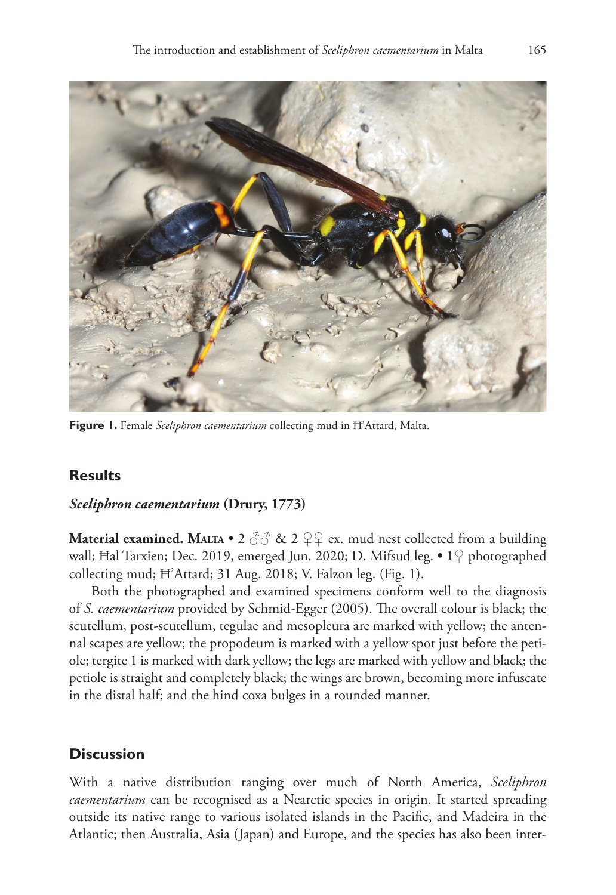**Figure 1.** Female *Sceliphron caementarium* collecting mud in Ħ'Attard, Malta.

## Results

### *Sceliphron caementarium* (Drury, 1773)

**Material examined.** **Malta** • 2 ♂♂ & 2 ♀♀ ex. mud nest collected from a building wall; Ħal Tarxien; Dec. 2019, emerged Jun. 2020; D. Mifsud leg. • 1♀ photographed collecting mud; Ħ'Attard; 31 Aug. 2018; V. Falzon leg. (Fig. 1).

Both the photographed and examined specimens conform well to the diagnosis of *S. caementarium* provided by Schmid-Egger (2005). The overall colour is black; the scutellum, post-scutellum, tegulae and mesopleura are marked with yellow; the antennal scapes are yellow; the propodeum is marked with a yellow spot just before the petiole; tergite 1 is marked with dark yellow; the legs are marked with yellow and black; the petiole is straight and completely black; the wings are brown, becoming more infuscate in the distal half; and the hind coxa bulges in a rounded manner.

## Discussion

With a native distribution ranging over much of North America, *Sceliphron caementarium* can be recognised as a Nearctic species in origin. It started spreading outside its native range to various isolated islands in the Pacific, and Madeira in the Atlantic; then Australia, Asia (Japan) and Europe, and the species has also been inter-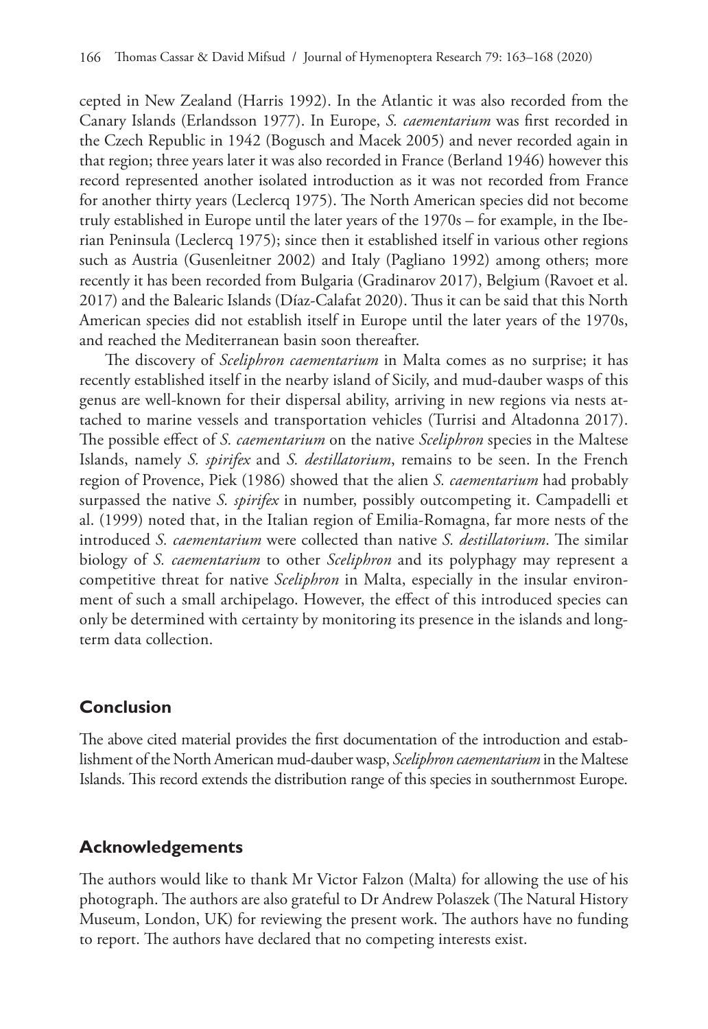cepted in New Zealand (Harris 1992). In the Atlantic it was also recorded from the Canary Islands (Erlandsson 1977). In Europe, *S. caementarium* was first recorded in the Czech Republic in 1942 (Bogusch and Macek 2005) and never recorded again in that region; three years later it was also recorded in France (Berland 1946) however this record represented another isolated introduction as it was not recorded from France for another thirty years (Leclercq 1975). The North American species did not become truly established in Europe until the later years of the 1970s – for example, in the Iberian Peninsula (Leclercq 1975); since then it established itself in various other regions such as Austria (Gusenleitner 2002) and Italy (Pagliano 1992) among others; more recently it has been recorded from Bulgaria (Gradinarov 2017), Belgium (Ravoet et al. 2017) and the Balearic Islands (Díaz-Calafat 2020). Thus it can be said that this North American species did not establish itself in Europe until the later years of the 1970s, and reached the Mediterranean basin soon thereafter.

The discovery of *Sceliphron caementarium* in Malta comes as no surprise; it has recently established itself in the nearby island of Sicily, and mud-dauber wasps of this genus are well-known for their dispersal ability, arriving in new regions via nests attached to marine vessels and transportation vehicles (Turrisi and Altadonna 2017). The possible effect of *S. caementarium* on the native *Sceliphron* species in the Maltese Islands, namely *S. spirifex* and *S. destillatorium*, remains to be seen. In the French region of Provence, Piek (1986) showed that the alien *S. caementarium* had probably surpassed the native *S. spirifex* in number, possibly outcompeting it. Campadelli et al. (1999) noted that, in the Italian region of Emilia-Romagna, far more nests of the introduced *S. caementarium* were collected than native *S. destillatorium*. The similar biology of *S. caementarium* to other *Sceliphron* and its polyphagy may represent a competitive threat for native *Sceliphron* in Malta, especially in the insular environment of such a small archipelago. However, the effect of this introduced species can only be determined with certainty by monitoring its presence in the islands and long-term data collection.

## Conclusion

The above cited material provides the first documentation of the introduction and establishment of the North American mud-dauber wasp, *Sceliphron caementarium* in the Maltese Islands. This record extends the distribution range of this species in southernmost Europe.

## Acknowledgements

The authors would like to thank Mr Victor Falzon (Malta) for allowing the use of his photograph. The authors are also grateful to Dr Andrew Polaszek (The Natural History Museum, London, UK) for reviewing the present work. The authors have no funding to report. The authors have declared that no competing interests exist.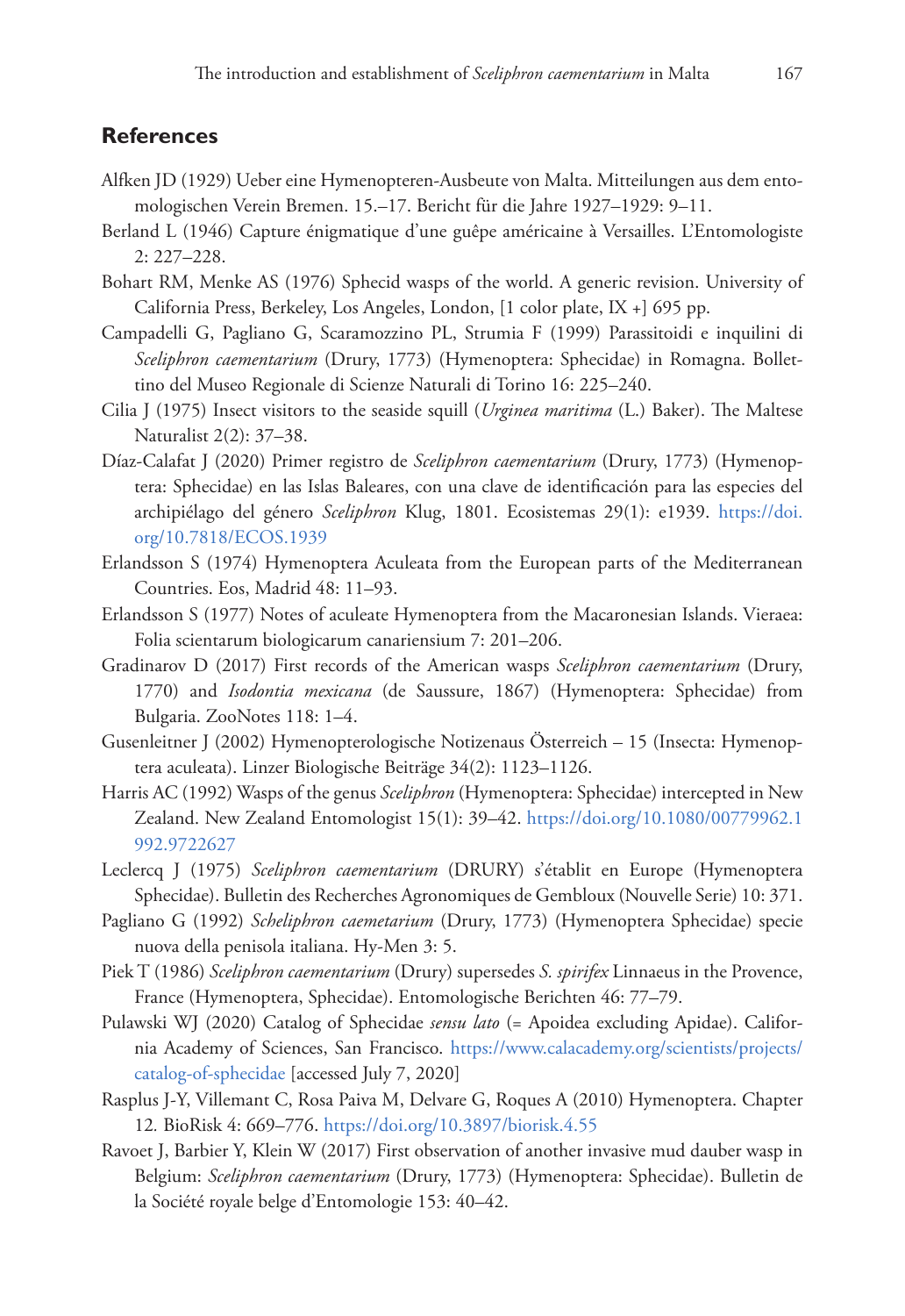## References

Alfken JD (1929) Ueber eine Hymenopteren-Ausbeute von Malta. Mitteilungen aus dem entomologischen Verein Bremen. 15.–17. Bericht für die Jahre 1927–1929: 9–11.

Berland L (1946) Capture énigmatique d'une guêpe américaine à Versailles. L'Entomologiste 2: 227–228.

Bohart RM, Menke AS (1976) Sphecid wasps of the world. A generic revision. University of California Press, Berkeley, Los Angeles, London, [1 color plate, IX +] 695 pp.

Campadelli G, Pagliano G, Scaramozzino PL, Strumia F (1999) Parassitoidi e inquilini di *Sceliphron caementarium* (Drury, 1773) (Hymenoptera: Sphecidae) in Romagna. Bollettino del Museo Regionale di Scienze Naturali di Torino 16: 225–240.

Cilia J (1975) Insect visitors to the seaside squill (*Urginea maritima* (L.) Baker). The Maltese Naturalist 2(2): 37–38.

Díaz-Calafat J (2020) Primer registro de *Sceliphron caementarium* (Drury, 1773) (Hymenoptera: Sphecidae) en las Islas Baleares, con una clave de identificación para las especies del archipiélago del género *Sceliphron* Klug, 1801. Ecosistemas 29(1): e1939. https://doi.org/10.7818/ECOS.1939

Erlandsson S (1974) Hymenoptera Aculeata from the European parts of the Mediterranean Countries. Eos, Madrid 48: 11–93.

Erlandsson S (1977) Notes of aculeate Hymenoptera from the Macaronesian Islands. Vieraea: Folia scientarum biologicarum canariensium 7: 201–206.

Gradinarov D (2017) First records of the American wasps *Sceliphron caementarium* (Drury, 1770) and *Isodontia mexicana* (de Saussure, 1867) (Hymenoptera: Sphecidae) from Bulgaria. ZooNotes 118: 1–4.

Gusenleitner J (2002) Hymenopterologische Notizenaus Österreich – 15 (Insecta: Hymenoptera aculeata). Linzer Biologische Beiträge 34(2): 1123–1126.

Harris AC (1992) Wasps of the genus *Sceliphron* (Hymenoptera: Sphecidae) intercepted in New Zealand. New Zealand Entomologist 15(1): 39–42. https://doi.org/10.1080/00779962.1992.9722627

Leclercq J (1975) *Sceliphron caementarium* (DRURY) s'établit en Europe (Hymenoptera Sphecidae). Bulletin des Recherches Agronomiques de Gembloux (Nouvelle Serie) 10: 371.

Pagliano G (1992) *Scheliphron caemetarium* (Drury, 1773) (Hymenoptera Sphecidae) specie nuova della penisola italiana. Hy-Men 3: 5.

Piek T (1986) *Sceliphron caementarium* (Drury) supersedes *S. spirifex* Linnaeus in the Provence, France (Hymenoptera, Sphecidae). Entomologische Berichten 46: 77–79.

Pulawski WJ (2020) Catalog of Sphecidae *sensu lato* (= Apoidea excluding Apidae). California Academy of Sciences, San Francisco. https://www.calacademy.org/scientists/projects/catalog-of-sphecidae [accessed July 7, 2020]

Rasplus J-Y, Villemant C, Rosa Paiva M, Delvare G, Roques A (2010) Hymenoptera. Chapter 12. BioRisk 4: 669–776. https://doi.org/10.3897/biorisk.4.55

Ravoet J, Barbier Y, Klein W (2017) First observation of another invasive mud dauber wasp in Belgium: *Sceliphron caementarium* (Drury, 1773) (Hymenoptera: Sphecidae). Bulletin de la Société royale belge d'Entomologie 153: 40–42.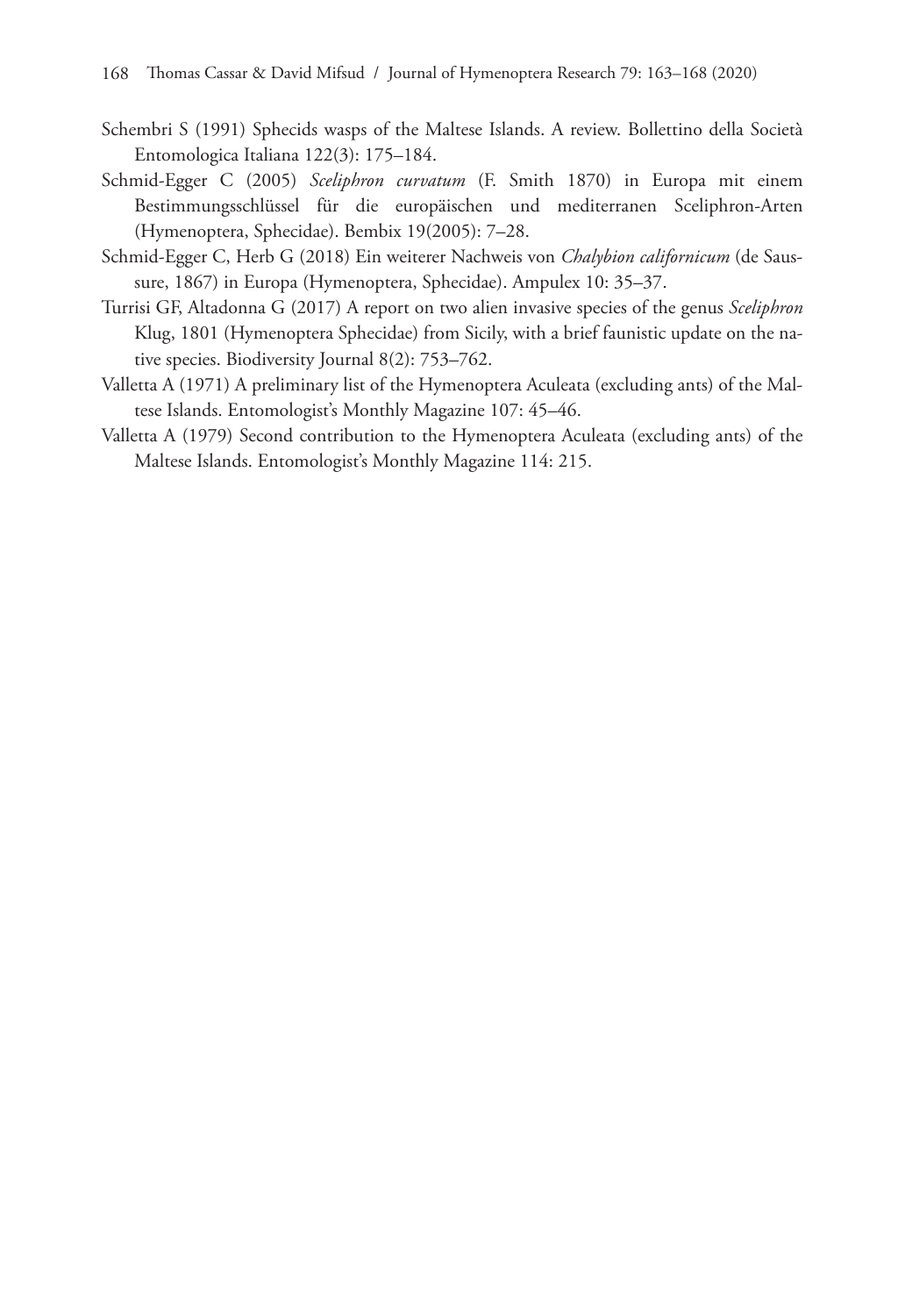Schembri S (1991) Sphecids wasps of the Maltese Islands. A review. Bollettino della Società Entomologica Italiana 122(3): 175–184.

Schmid-Egger C (2005) *Sceliphron curvatum* (F. Smith 1870) in Europa mit einem Bestimmungsschlüssel für die europäischen und mediterranen Sceliphron-Arten (Hymenoptera, Sphecidae). Bembix 19(2005): 7–28.

Schmid-Egger C, Herb G (2018) Ein weiterer Nachweis von *Chalybion californicum* (de Saussure, 1867) in Europa (Hymenoptera, Sphecidae). Ampulex 10: 35–37.

Turrisi GF, Altadonna G (2017) A report on two alien invasive species of the genus *Sceliphron* Klug, 1801 (Hymenoptera Sphecidae) from Sicily, with a brief faunistic update on the native species. Biodiversity Journal 8(2): 753–762.

Valletta A (1971) A preliminary list of the Hymenoptera Aculeata (excluding ants) of the Maltese Islands. Entomologist's Monthly Magazine 107: 45–46.

Valletta A (1979) Second contribution to the Hymenoptera Aculeata (excluding ants) of the Maltese Islands. Entomologist's Monthly Magazine 114: 215.